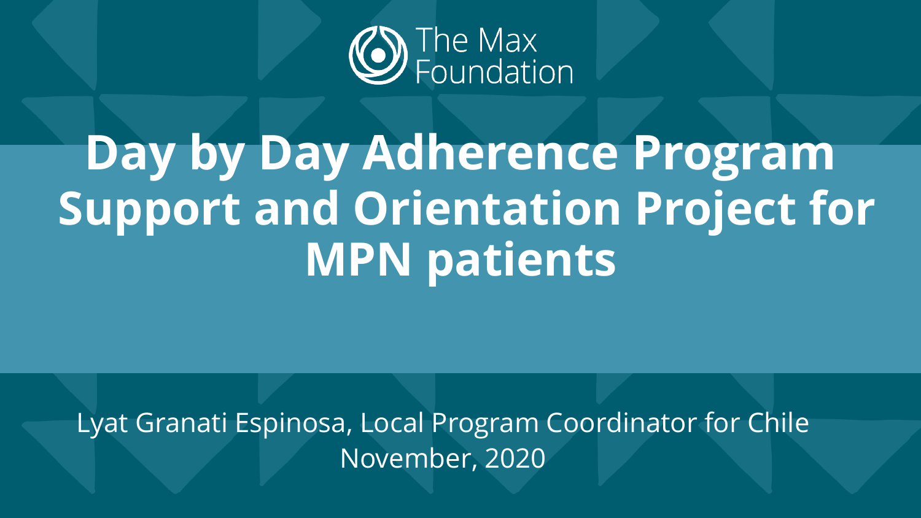The Max Foundation

# Day by Day Adherence Program Support and Orientation Project for MPN patients

Lyat Granati Espinosa, Local Program Coordinator for Chile
November, 2020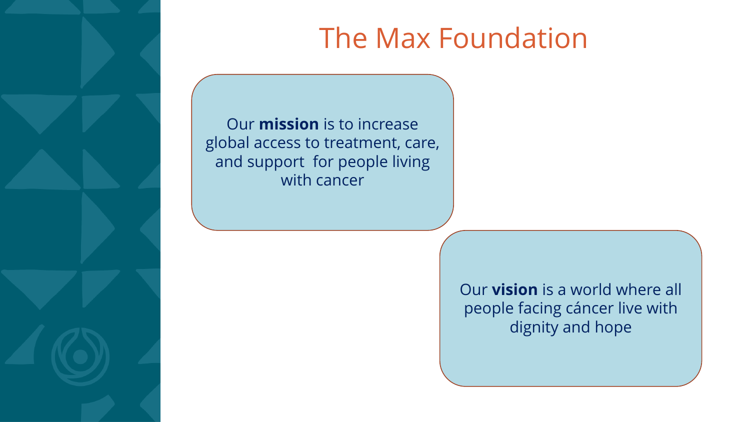# The Max Foundation

Our **mission** is to increase global access to treatment, care, and support for people living with cancer

Our **vision** is a world where all people facing cáncer live with dignity and hope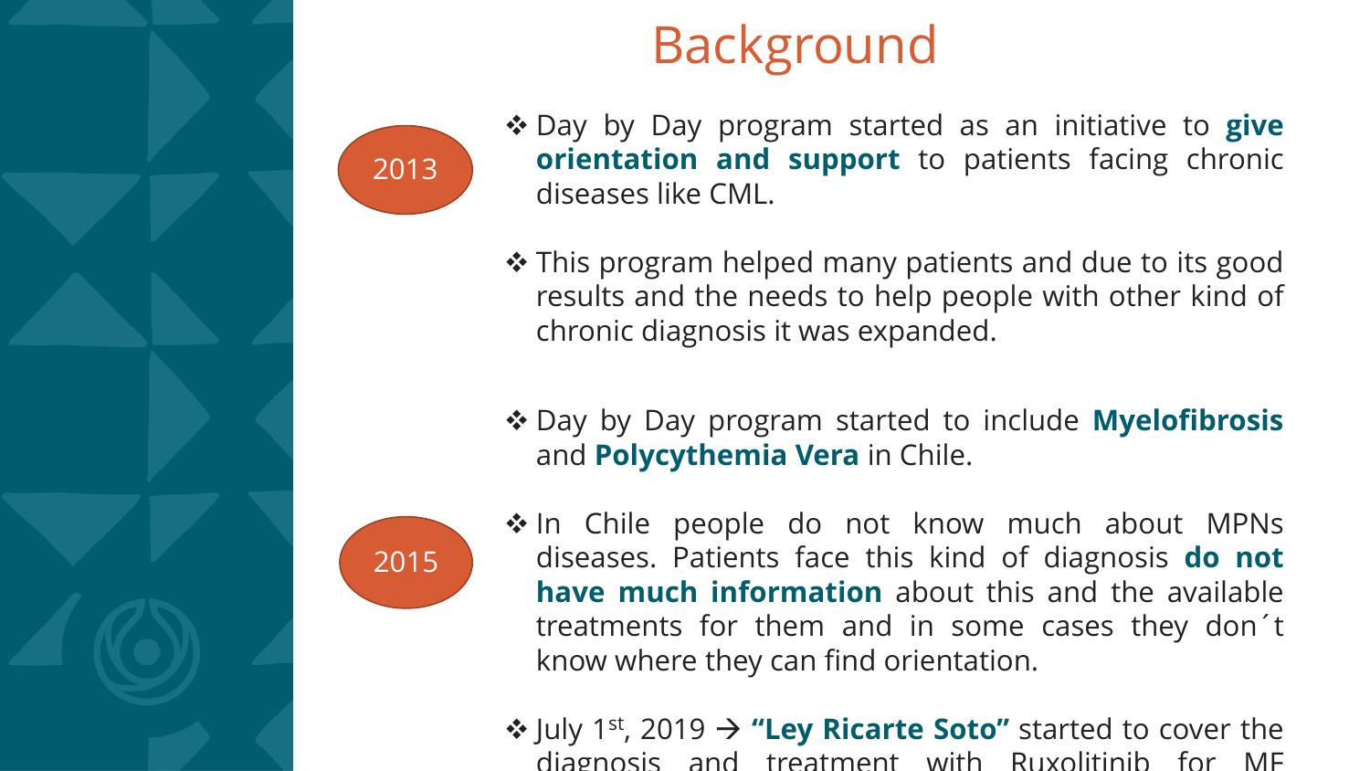# Background

2013

- Day by Day program started as an initiative to **give orientation and support** to patients facing chronic diseases like CML.
- This program helped many patients and due to its good results and the needs to help people with other kind of chronic diagnosis it was expanded.
- Day by Day program started to include **Myelofibrosis** and **Polycythemia Vera** in Chile.

2015

- In Chile people do not know much about MPNs diseases. Patients face this kind of diagnosis **do not have much information** about this and the available treatments for them and in some cases they don´t know where they can find orientation.
- July 1st, 2019 → **"Ley Ricarte Soto"** started to cover the diagnosis and treatment with Ruxolitinib for MF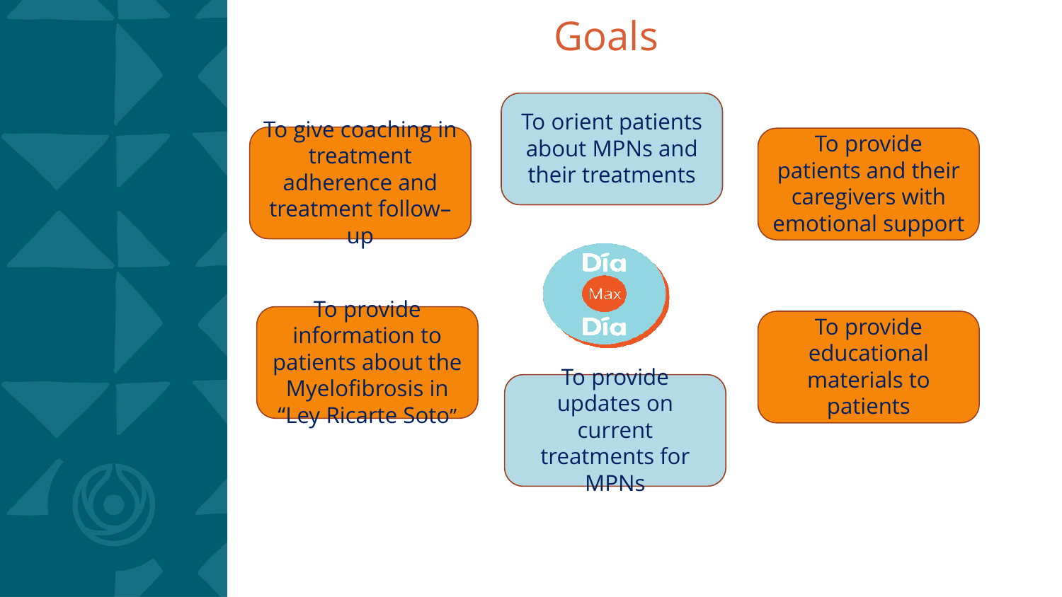# Goals

- To give coaching in treatment adherence and treatment follow–up
- To orient patients about MPNs and their treatments
- To provide patients and their caregivers with emotional support
- To provide information to patients about the Myelofibrosis in "Ley Ricarte Soto"
- Día Max Día
- To provide updates on current treatments for MPNs
- To provide educational materials to patients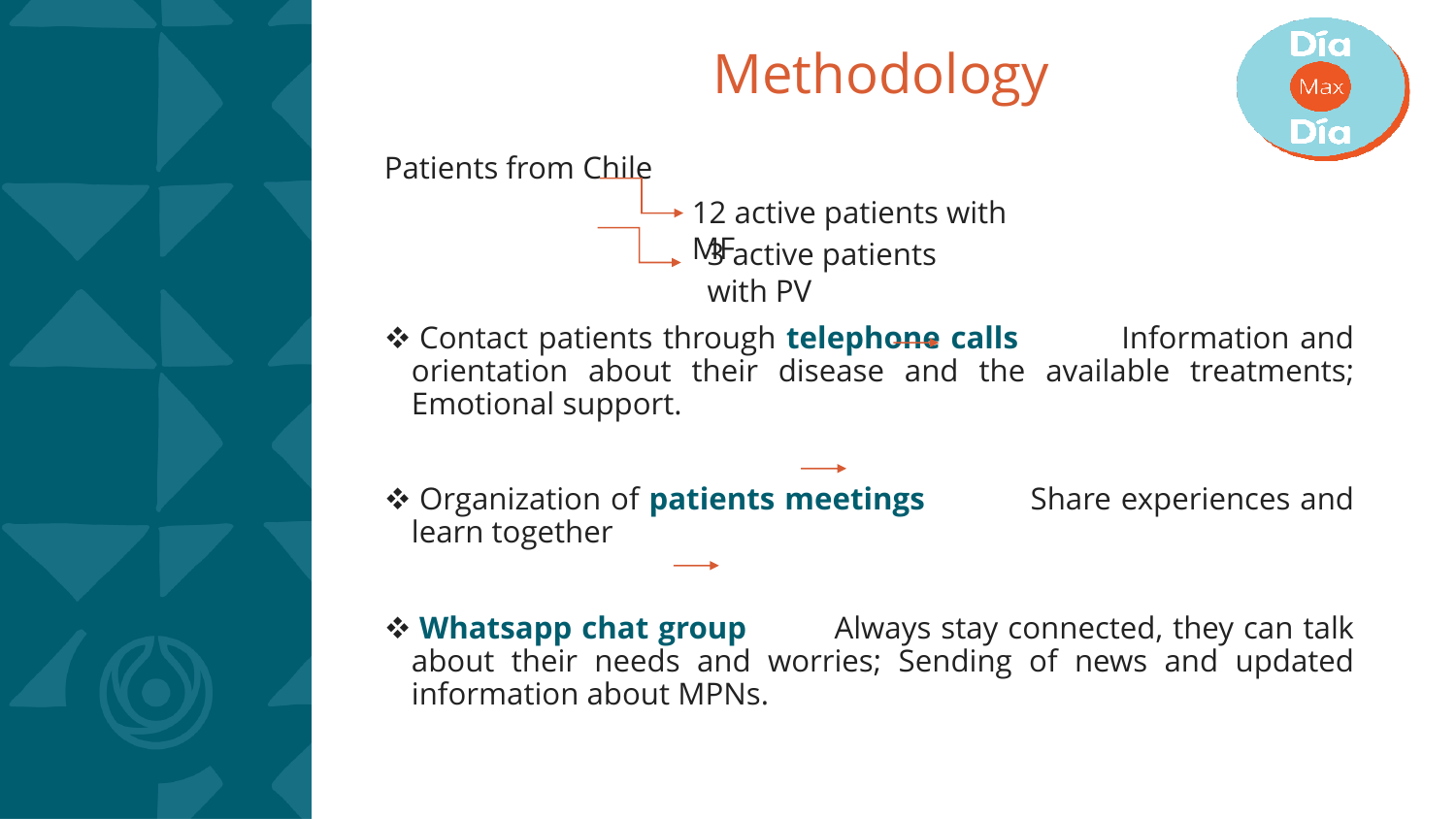# Methodology

Patients from Chile

- → 12 active patients with MF
- → 3 active patients with PV

❖ Contact patients through **telephone calls** → Information and orientation about their disease and the available treatments; Emotional support.

❖ Organization of **patients meetings** → Share experiences and learn together

❖ **Whatsapp chat group** → Always stay connected, they can talk about their needs and worries; Sending of news and updated information about MPNs.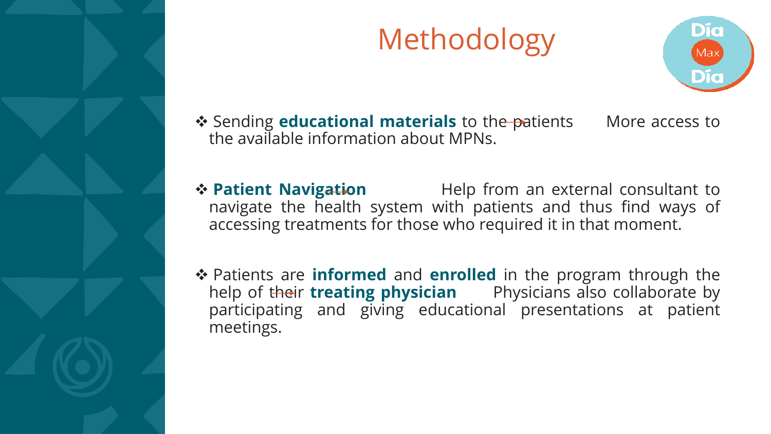# Methodology

- Sending **educational materials** to the patients → More access to the available information about MPNs.

- **Patient Navigation** → Help from an external consultant to navigate the health system with patients and thus find ways of accessing treatments for those who required it in that moment.

- Patients are **informed** and **enrolled** in the program through the help of their **treating physician** → Physicians also collaborate by participating and giving educational presentations at patient meetings.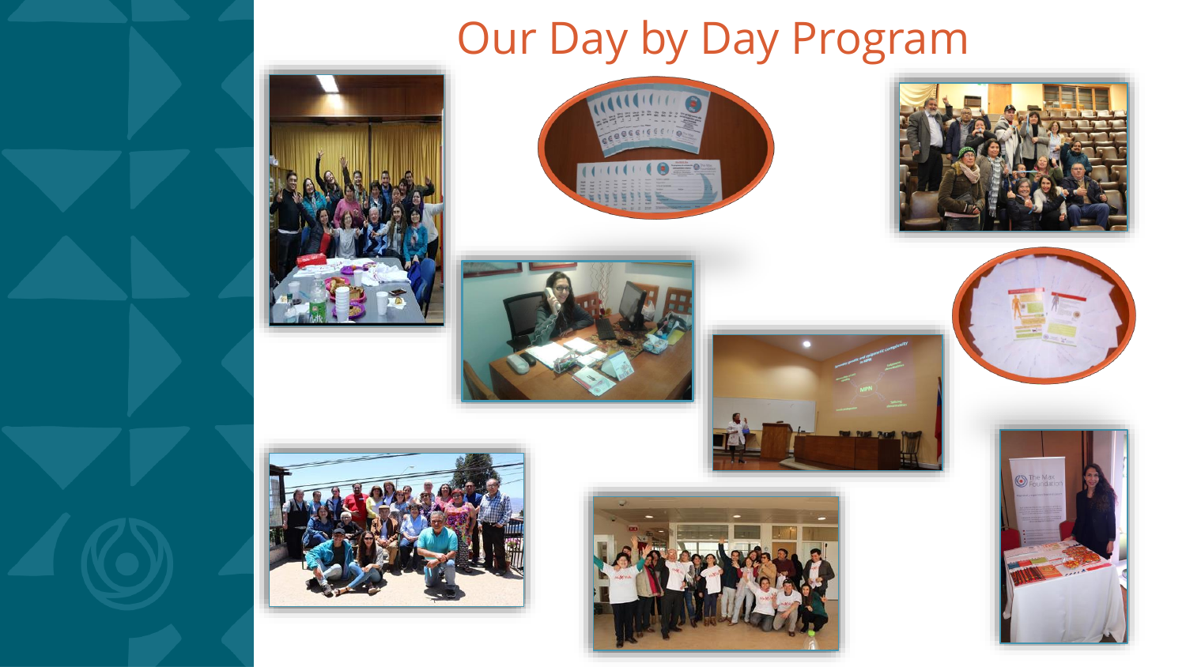# Our Day by Day Program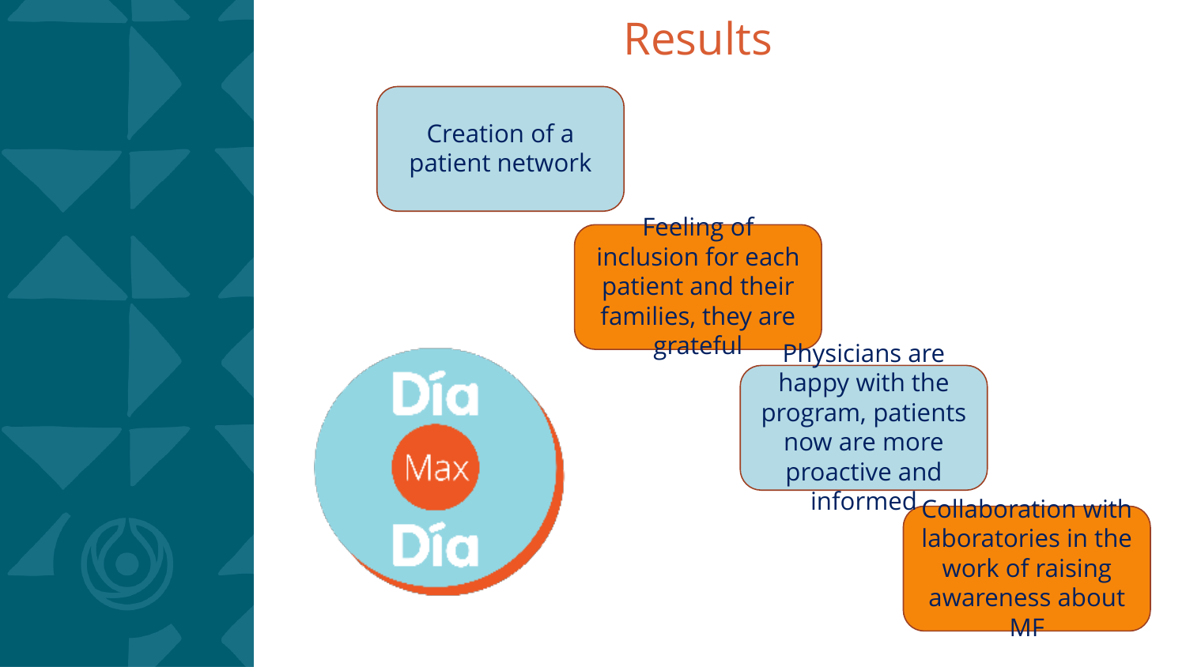# Results

- Creation of a patient network
- Feeling of inclusion for each patient and their families, they are grateful
- Physicians are happy with the program, patients now are more proactive and informed
- Collaboration with laboratories in the work of raising awareness about MF

Día Max Día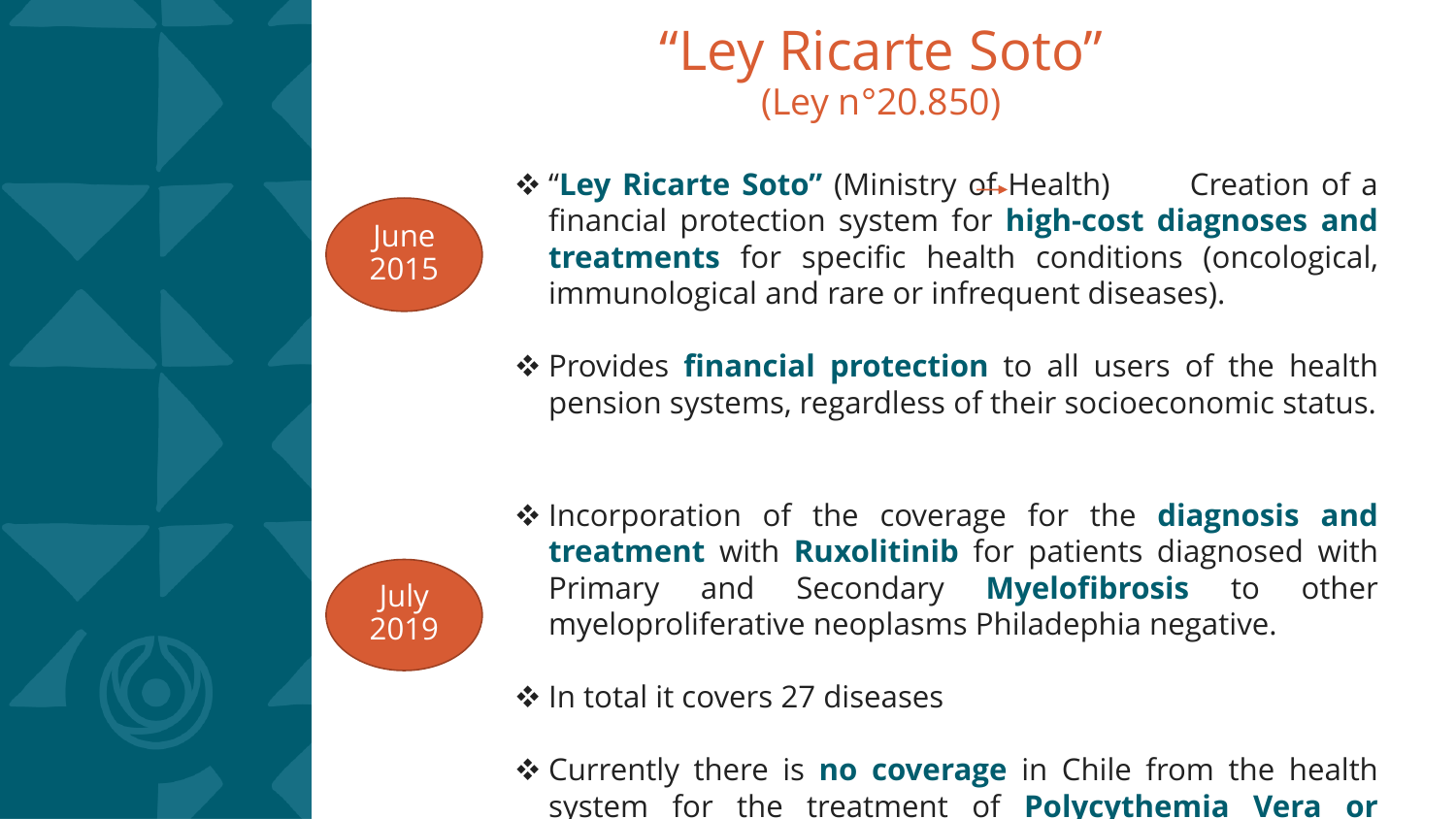# "Ley Ricarte Soto"

## (Ley n°20.850)

**June 2015**

- "**Ley Ricarte Soto"** (Ministry of Health) → Creation of a financial protection system for **high-cost diagnoses and treatments** for specific health conditions (oncological, immunological and rare or infrequent diseases).
- Provides **financial protection** to all users of the health pension systems, regardless of their socioeconomic status.

**July 2019**

- Incorporation of the coverage for the **diagnosis and treatment** with **Ruxolitinib** for patients diagnosed with Primary and Secondary **Myelofibrosis** to other myeloproliferative neoplasms Philadephia negative.
- In total it covers 27 diseases
- Currently there is **no coverage** in Chile from the health system for the treatment of **Polycythemia Vera or**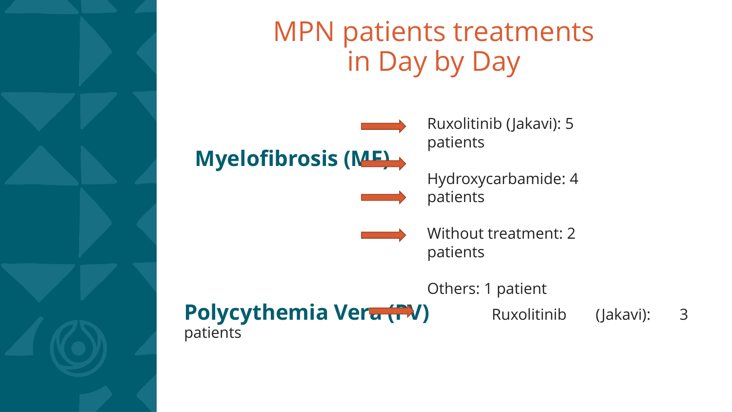# MPN patients treatments in Day by Day

**Myelofibrosis (MF)**

- Ruxolitinib (Jakavi): 5 patients
- Hydroxycarbamide: 4 patients
- Without treatment: 2 patients
- Others: 1 patient

**Polycythemia Vera (PV)**

- Ruxolitinib (Jakavi): 3 patients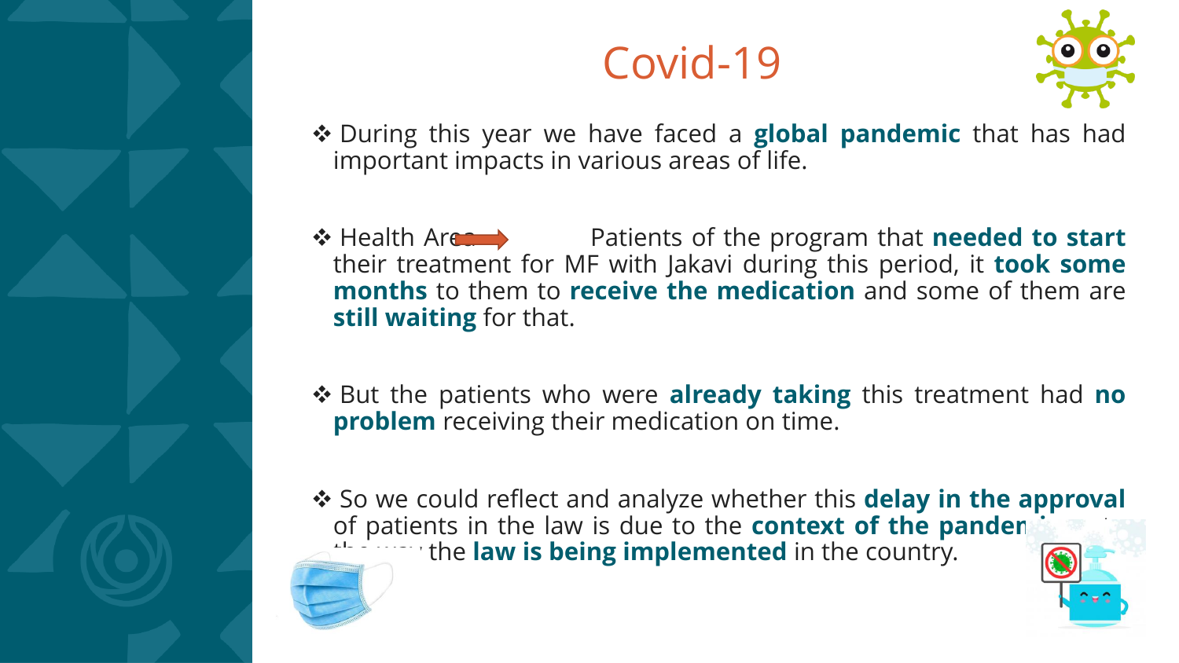# Covid-19

- During this year we have faced a **global pandemic** that has had important impacts in various areas of life.

- Health Area → Patients of the program that **needed to start** their treatment for MF with Jakavi during this period, it **took some months** to them to **receive the medication** and some of them are **still waiting** for that.

- But the patients who were **already taking** this treatment had **no problem** receiving their medication on time.

- So we could reflect and analyze whether this **delay in the approval** of patients in the law is due to the **context of the pandemic** or the way the **law is being implemented** in the country.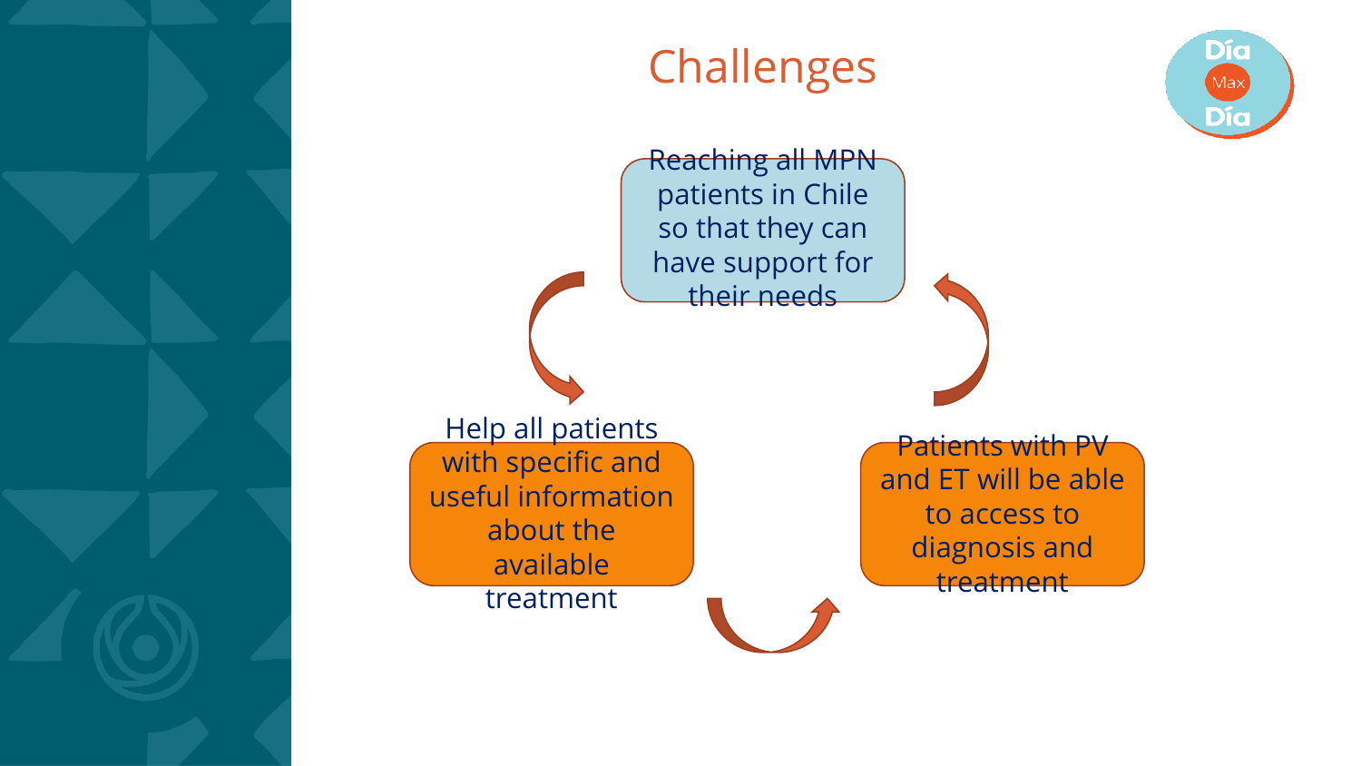# Challenges

Reaching all MPN patients in Chile so that they can have support for their needs

Help all patients with specific and useful information about the available treatment

Patients with PV and ET will be able to access to diagnosis and treatment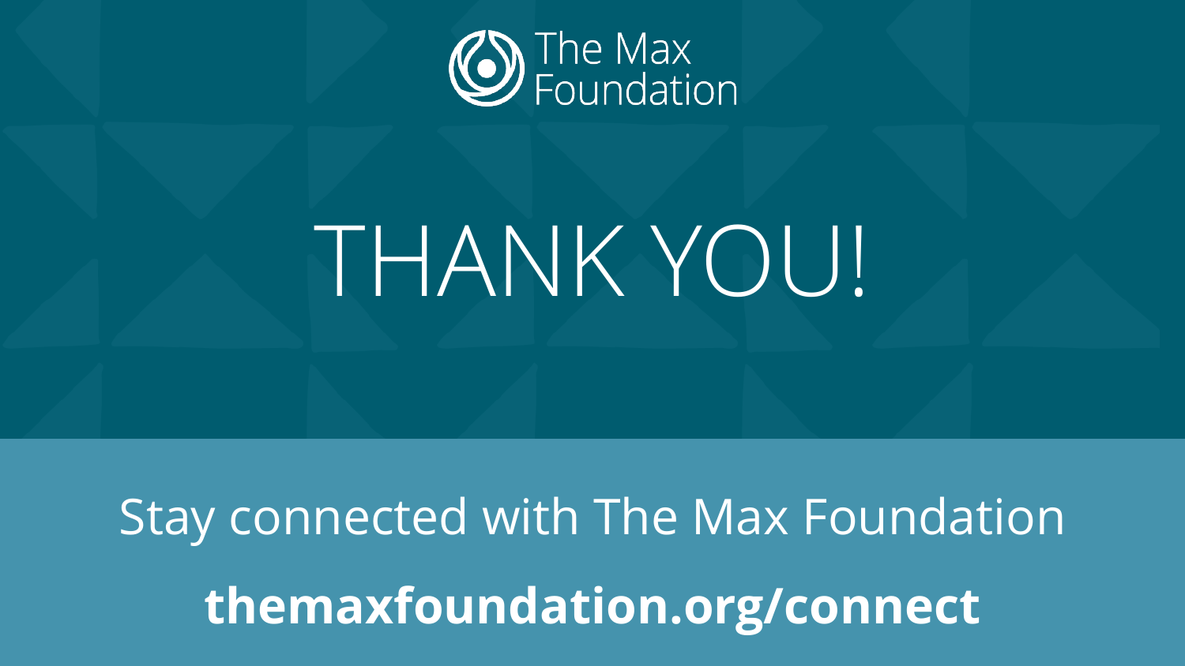The Max Foundation

# THANK YOU!

Stay connected with The Max Foundation

**themaxfoundation.org/connect**